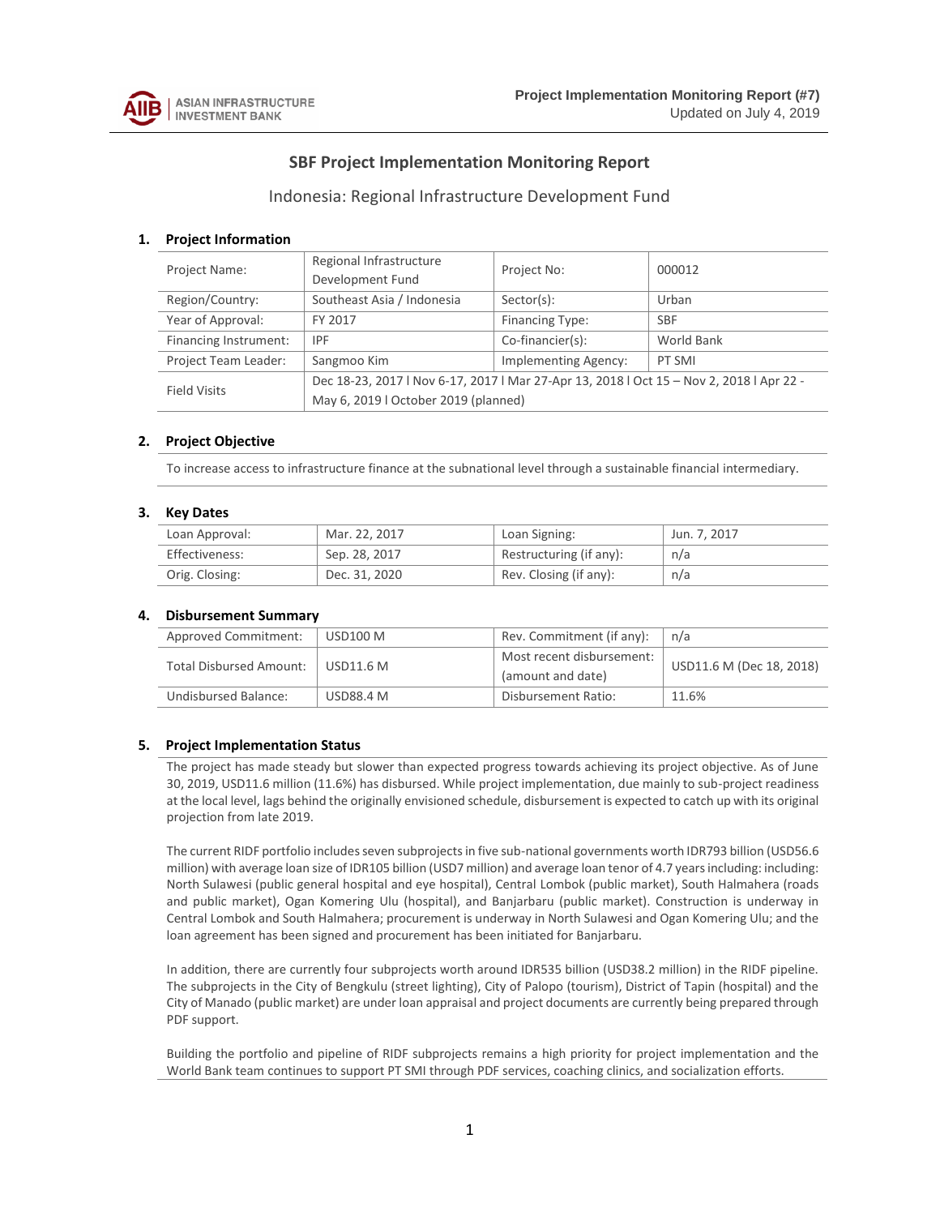# SBF Project Implementation Monitoring Report

## Indonesia: Regional Infrastructure Development Fund

### 1. Project Information

| Project Name: | Regional Infrastructure Development Fund | Project No: | 000012 |
|---|---|---|---|
| Region/Country: | Southeast Asia / Indonesia | Sector(s): | Urban |
| Year of Approval: | FY 2017 | Financing Type: | SBF |
| Financing Instrument: | IPF | Co-financier(s): | World Bank |
| Project Team Leader: | Sangmoo Kim | Implementing Agency: | PT SMI |
| Field Visits | Dec 18-23, 2017 l Nov 6-17, 2017 l Mar 27-Apr 13, 2018 l Oct 15 – Nov 2, 2018 l Apr 22 - May 6, 2019 l October 2019 (planned) | | |

### 2. Project Objective

To increase access to infrastructure finance at the subnational level through a sustainable financial intermediary.

### 3. Key Dates

| Loan Approval: | Mar. 22, 2017 | Loan Signing: | Jun. 7, 2017 |
|---|---|---|---|
| Effectiveness: | Sep. 28, 2017 | Restructuring (if any): | n/a |
| Orig. Closing: | Dec. 31, 2020 | Rev. Closing (if any): | n/a |

### 4. Disbursement Summary

| Approved Commitment: | USD100 M | Rev. Commitment (if any): | n/a |
|---|---|---|---|
| Total Disbursed Amount: | USD11.6 M | Most recent disbursement: (amount and date) | USD11.6 M (Dec 18, 2018) |
| Undisbursed Balance: | USD88.4 M | Disbursement Ratio: | 11.6% |

### 5. Project Implementation Status

The project has made steady but slower than expected progress towards achieving its project objective. As of June 30, 2019, USD11.6 million (11.6%) has disbursed. While project implementation, due mainly to sub-project readiness at the local level, lags behind the originally envisioned schedule, disbursement is expected to catch up with its original projection from late 2019.

The current RIDF portfolio includes seven subprojects in five sub-national governments worth IDR793 billion (USD56.6 million) with average loan size of IDR105 billion (USD7 million) and average loan tenor of 4.7 years including: including: North Sulawesi (public general hospital and eye hospital), Central Lombok (public market), South Halmahera (roads and public market), Ogan Komering Ulu (hospital), and Banjarbaru (public market). Construction is underway in Central Lombok and South Halmahera; procurement is underway in North Sulawesi and Ogan Komering Ulu; and the loan agreement has been signed and procurement has been initiated for Banjarbaru.

In addition, there are currently four subprojects worth around IDR535 billion (USD38.2 million) in the RIDF pipeline. The subprojects in the City of Bengkulu (street lighting), City of Palopo (tourism), District of Tapin (hospital) and the City of Manado (public market) are under loan appraisal and project documents are currently being prepared through PDF support.

Building the portfolio and pipeline of RIDF subprojects remains a high priority for project implementation and the World Bank team continues to support PT SMI through PDF services, coaching clinics, and socialization efforts.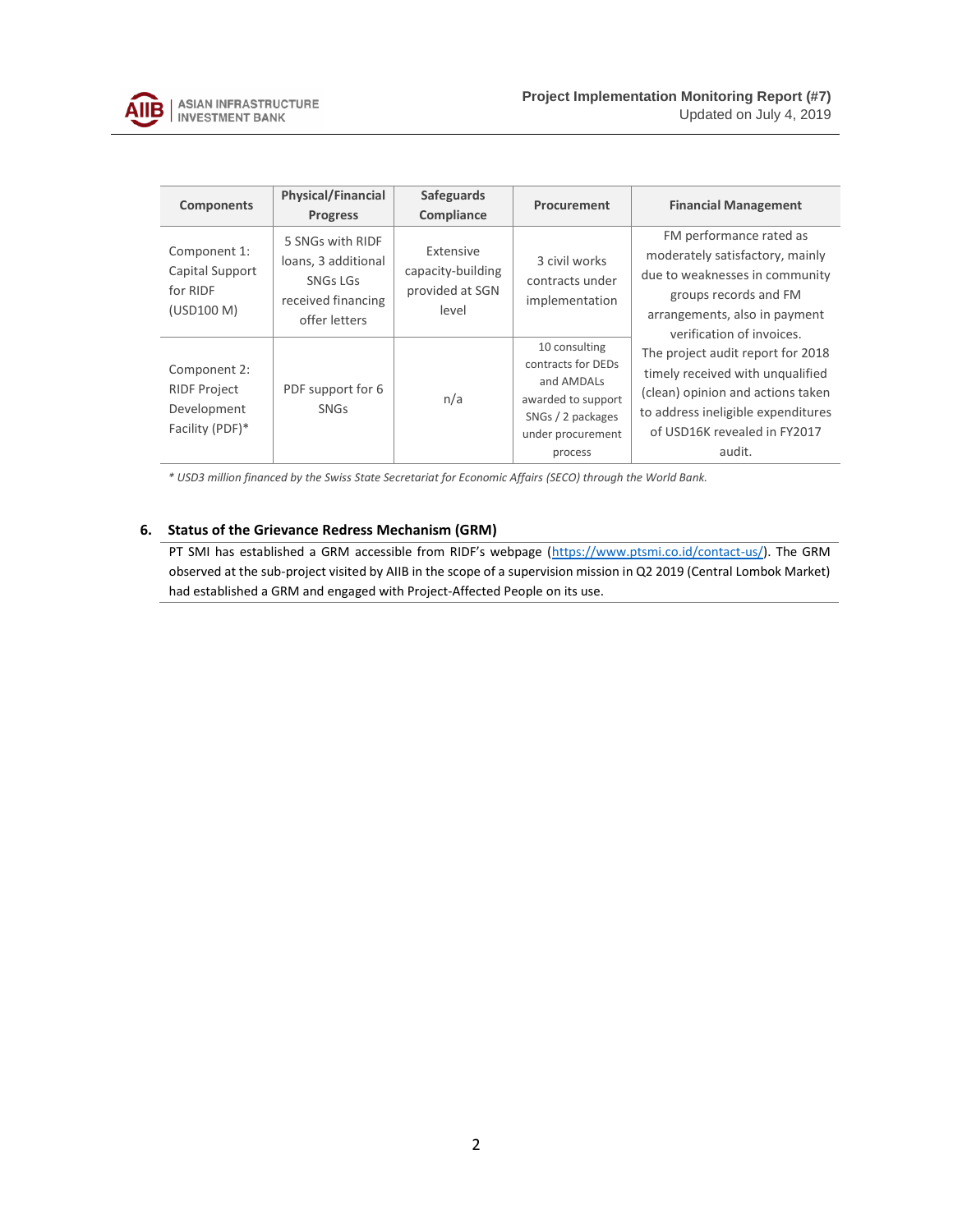| Components | Physical/Financial Progress | Safeguards Compliance | Procurement | Financial Management |
|---|---|---|---|---|
| Component 1: Capital Support for RIDF (USD100 M) | 5 SNGs with RIDF loans, 3 additional SNGs LGs received financing offer letters | Extensive capacity-building provided at SGN level | 3 civil works contracts under implementation | FM performance rated as moderately satisfactory, mainly due to weaknesses in community groups records and FM arrangements, also in payment verification of invoices. The project audit report for 2018 timely received with unqualified (clean) opinion and actions taken to address ineligible expenditures of USD16K revealed in FY2017 audit. |
| Component 2: RIDF Project Development Facility (PDF)* | PDF support for 6 SNGs | n/a | 10 consulting contracts for DEDs and AMDALs awarded to support SNGs / 2 packages under procurement process | |

*\* USD3 million financed by the Swiss State Secretariat for Economic Affairs (SECO) through the World Bank.*

## 6. Status of the Grievance Redress Mechanism (GRM)

PT SMI has established a GRM accessible from RIDF's webpage (https://www.ptsmi.co.id/contact-us/). The GRM observed at the sub-project visited by AIIB in the scope of a supervision mission in Q2 2019 (Central Lombok Market) had established a GRM and engaged with Project-Affected People on its use.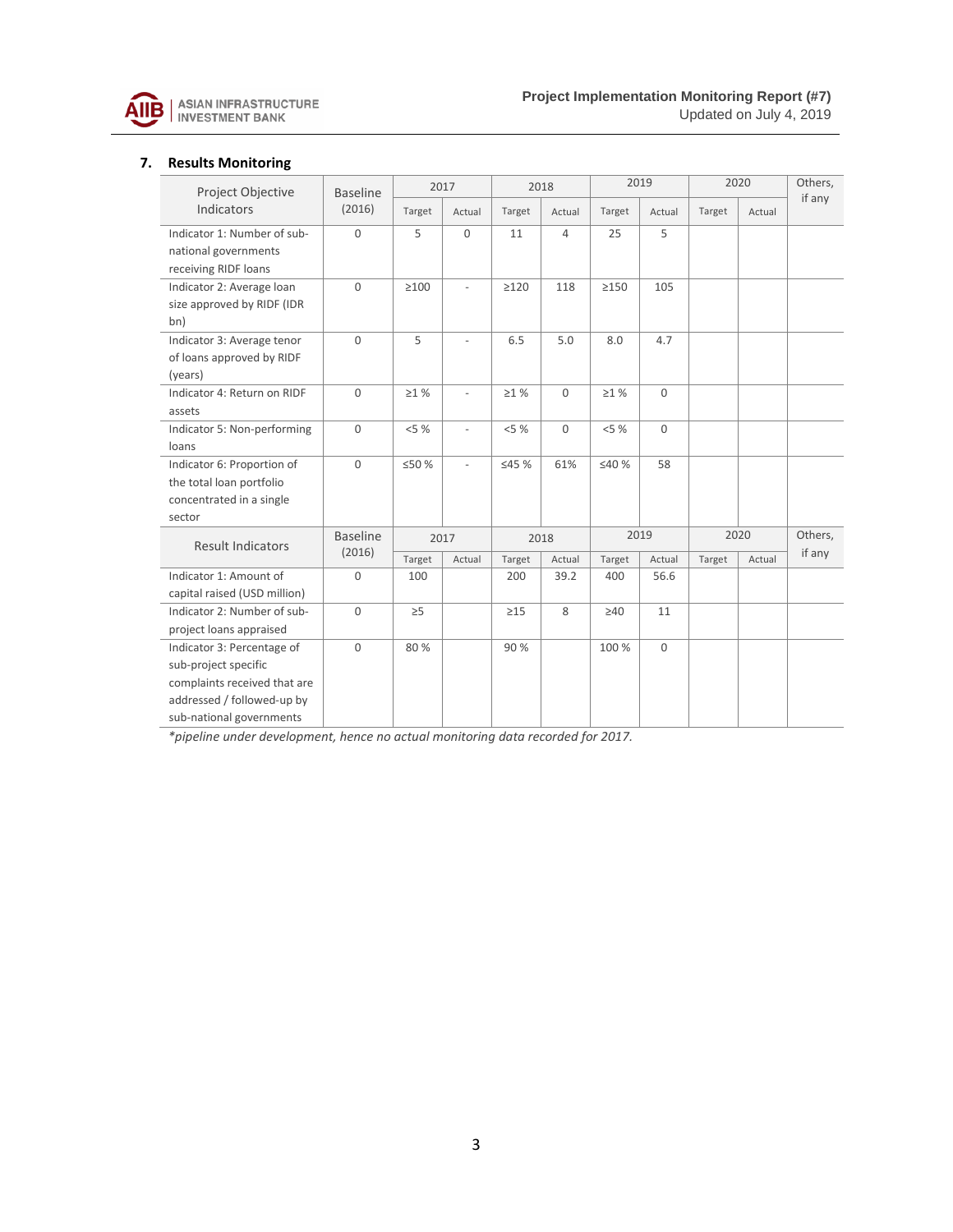## 7. Results Monitoring

| Project Objective Indicators | Baseline (2016) | 2017 | | 2018 | | 2019 | | 2020 | | Others, if any |
|---|---|---|---|---|---|---|---|---|---|---|
| | | Target | Actual | Target | Actual | Target | Actual | Target | Actual | |
| Indicator 1: Number of sub-national governments receiving RIDF loans | 0 | 5 | 0 | 11 | 4 | 25 | 5 | | | |
| Indicator 2: Average loan size approved by RIDF (IDR bn) | 0 | ≥100 | - | ≥120 | 118 | ≥150 | 105 | | | |
| Indicator 3: Average tenor of loans approved by RIDF (years) | 0 | 5 | - | 6.5 | 5.0 | 8.0 | 4.7 | | | |
| Indicator 4: Return on RIDF assets | 0 | ≥1 % | - | ≥1 % | 0 | ≥1 % | 0 | | | |
| Indicator 5: Non-performing loans | 0 | <5 % | - | <5 % | 0 | <5 % | 0 | | | |
| Indicator 6: Proportion of the total loan portfolio concentrated in a single sector | 0 | ≤50 % | - | ≤45 % | 61% | ≤40 % | 58 | | | |
| **Result Indicators** | **Baseline (2016)** | **2017** | | **2018** | | **2019** | | **2020** | | **Others, if any** |
| | | Target | Actual | Target | Actual | Target | Actual | Target | Actual | |
| Indicator 1: Amount of capital raised (USD million) | 0 | 100 | | 200 | 39.2 | 400 | 56.6 | | | |
| Indicator 2: Number of sub-project loans appraised | 0 | ≥5 | | ≥15 | 8 | ≥40 | 11 | | | |
| Indicator 3: Percentage of sub-project specific complaints received that are addressed / followed-up by sub-national governments | 0 | 80 % | | 90 % | | 100 % | 0 | | | |

*\*pipeline under development, hence no actual monitoring data recorded for 2017.*